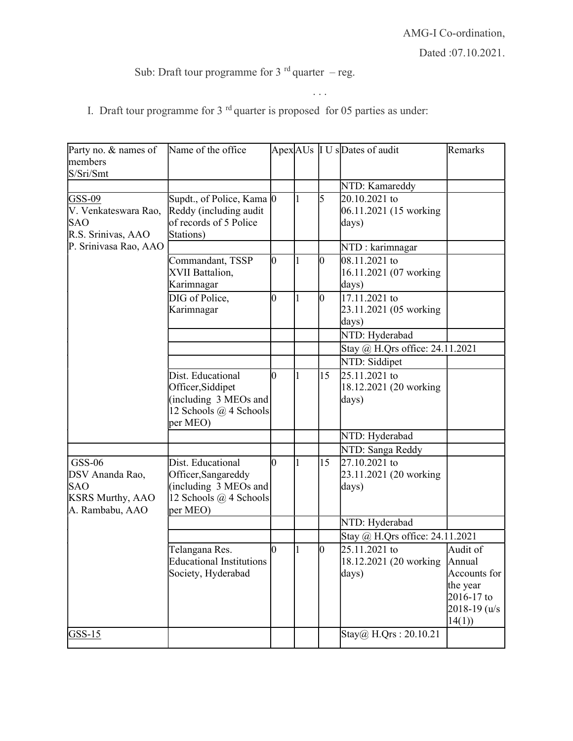AMG-I Co-ordination,

Dated :07.10.2021.

Sub: Draft tour programme for 3 rd quarter – reg.

. . .

I. Draft tour programme for 3 rd quarter is proposed for 05 parties as under:

| Party no. & names of members S/Sri/Smt | Name of the office | Apex | AUs | I U s | Dates of audit | Remarks |
|---|---|---|---|---|---|---|
| | | | | | NTD: Kamareddy | |
| GSS-09<br>V. Venkateswara Rao, SAO<br>R.S. Srinivas, AAO<br>P. Srinivasa Rao, AAO | Supdt., of Police, Kama Reddy (including audit of records of 5 Police Stations) | 0 | 1 | 5 | 20.10.2021 to 06.11.2021 (15 working days) | |
| | | | | | NTD : karimnagar | |
| | Commandant, TSSP XVII Battalion, Karimnagar | 0 | 1 | 0 | 08.11.2021 to 16.11.2021 (07 working days) | |
| | DIG of Police, Karimnagar | 0 | 1 | 0 | 17.11.2021 to 23.11.2021 (05 working days) | |
| | | | | | NTD: Hyderabad | |
| | | | | | Stay @ H.Qrs office: 24.11.2021 | |
| | | | | | NTD: Siddipet | |
| | Dist. Educational Officer,Siddipet (including 3 MEOs and 12 Schools @ 4 Schools per MEO) | 0 | 1 | 15 | 25.11.2021 to 18.12.2021 (20 working days) | |
| | | | | | NTD: Hyderabad | |
| | | | | | NTD: Sanga Reddy | |
| GSS-06<br>DSV Ananda Rao, SAO<br>KSRS Murthy, AAO<br>A. Rambabu, AAO | Dist. Educational Officer,Sangareddy (including 3 MEOs and 12 Schools @ 4 Schools per MEO) | 0 | 1 | 15 | 27.10.2021 to 23.11.2021 (20 working days) | |
| | | | | | NTD: Hyderabad | |
| | | | | | Stay @ H.Qrs office: 24.11.2021 | |
| | Telangana Res. Educational Institutions Society, Hyderabad | 0 | 1 | 0 | 25.11.2021 to 18.12.2021 (20 working days) | Audit of Annual Accounts for the year 2016-17 to 2018-19 (u/s 14(1)) |
| GSS-15 | | | | | Stay@ H.Qrs : 20.10.21 | |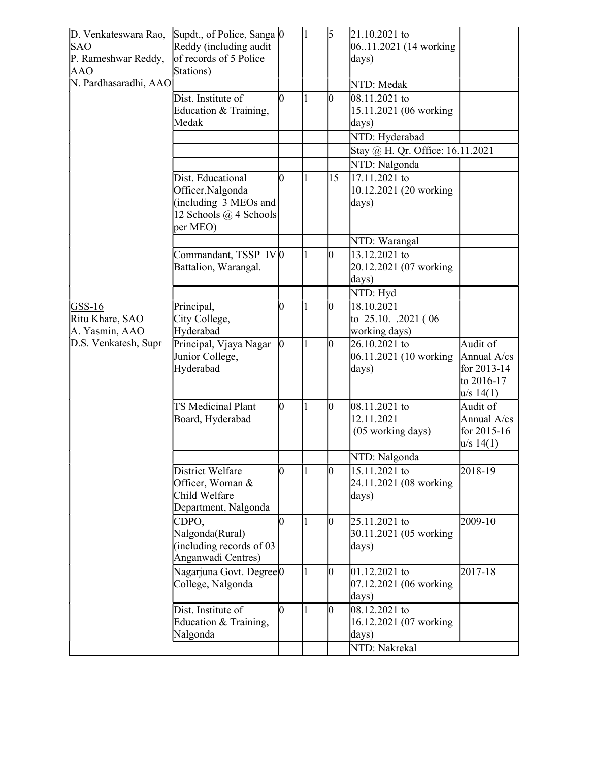| | | | | | | |
|---|---|---|---|---|---|---|
| D. Venkateswara Rao, SAO<br>P. Rameshwar Reddy, AAO<br>N. Pardhasaradhi, AAO | Supdt., of Police, Sanga Reddy (including audit of records of 5 Police Stations) | 0 | 1 | 5 | 21.10.2021 to 06..11.2021 (14 working days) | |
| | | | | | NTD: Medak | |
| | Dist. Institute of Education & Training, Medak | 0 | 1 | 0 | 08.11.2021 to 15.11.2021 (06 working days) | |
| | | | | | NTD: Hyderabad | |
| | | | | | Stay @ H. Qr. Office: 16.11.2021 | |
| | | | | | NTD: Nalgonda | |
| | Dist. Educational Officer,Nalgonda (including 3 MEOs and 12 Schools @ 4 Schools per MEO) | 0 | 1 | 15 | 17.11.2021 to 10.12.2021 (20 working days) | |
| | | | | | NTD: Warangal | |
| | Commandant, TSSP IV Battalion, Warangal. | 0 | 1 | 0 | 13.12.2021 to 20.12.2021 (07 working days) | |
| | | | | | NTD: Hyd | |
| GSS-16<br>Ritu Khare, SAO<br>A. Yasmin, AAO<br>D.S. Venkatesh, Supr | Principal, City College, Hyderabad | 0 | 1 | 0 | 18.10.2021 to 25.10. .2021 ( 06 working days) | |
| | Principal, Vjaya Nagar Junior College, Hyderabad | 0 | 1 | 0 | 26.10.2021 to 06.11.2021 (10 working days) | Audit of Annual A/cs for 2013-14 to 2016-17 u/s 14(1) |
| | TS Medicinal Plant Board, Hyderabad | 0 | 1 | 0 | 08.11.2021 to 12.11.2021 (05 working days) | Audit of Annual A/cs for 2015-16 u/s 14(1) |
| | | | | | NTD: Nalgonda | |
| | District Welfare Officer, Woman & Child Welfare Department, Nalgonda | 0 | 1 | 0 | 15.11.2021 to 24.11.2021 (08 working days) | 2018-19 |
| | CDPO, Nalgonda(Rural) (including records of 03 Anganwadi Centres) | 0 | 1 | 0 | 25.11.2021 to 30.11.2021 (05 working days) | 2009-10 |
| | Nagarjuna Govt. Degree College, Nalgonda | 0 | 1 | 0 | 01.12.2021 to 07.12.2021 (06 working days) | 2017-18 |
| | Dist. Institute of Education & Training, Nalgonda | 0 | 1 | 0 | 08.12.2021 to 16.12.2021 (07 working days) | |
| | | | | | NTD: Nakrekal | |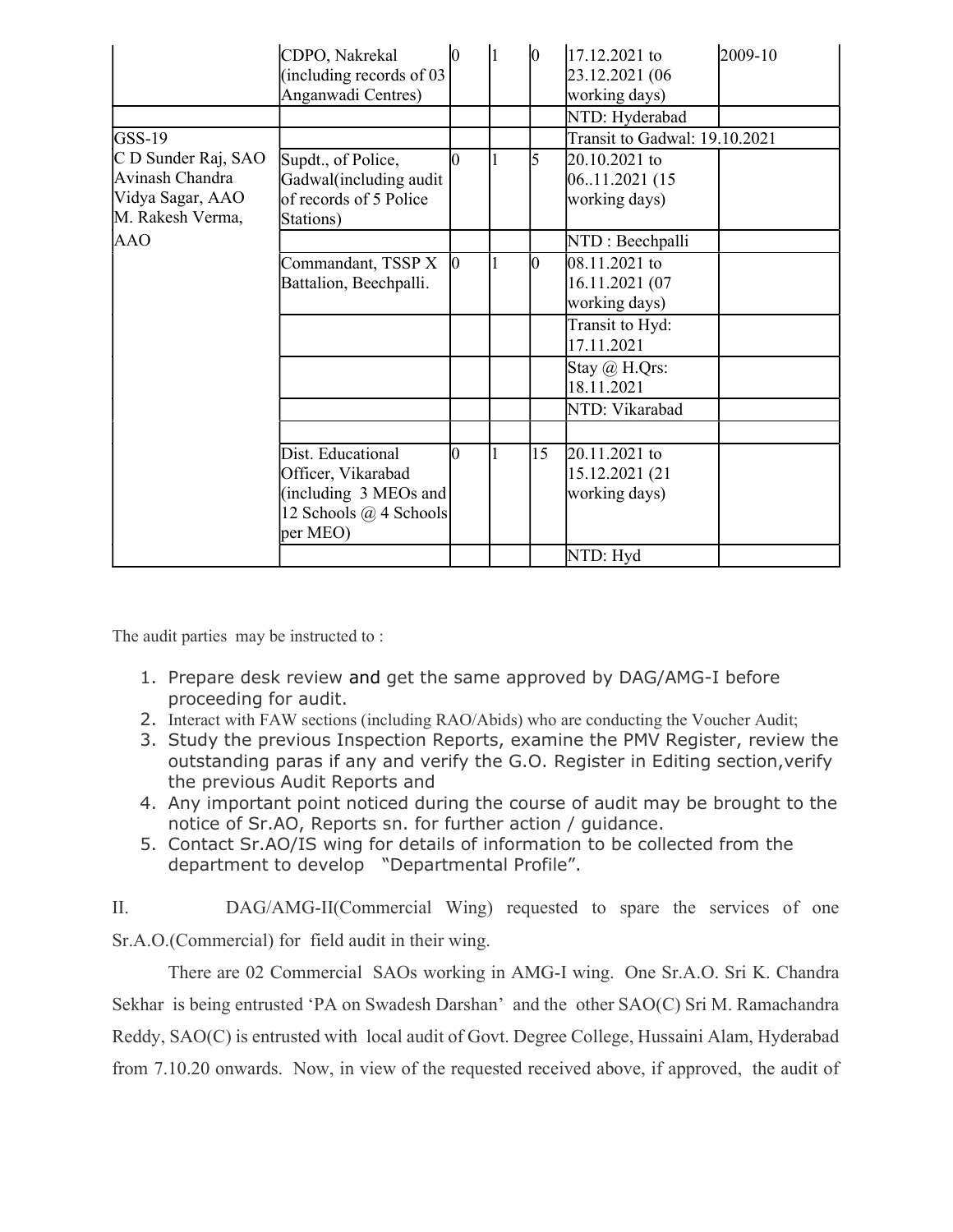|  |  |  |  |  |  |  |
|---|---|---|---|---|---|---|
|  | CDPO, Nakrekal (including records of 03 Anganwadi Centres) | 0 | 1 | 0 | 17.12.2021 to 23.12.2021 (06 working days) | 2009-10 |
|  |  |  |  |  | NTD: Hyderabad |  |
| GSS-19 |  |  |  |  | Transit to Gadwal: 19.10.2021 |  |
| C D Sunder Raj, SAO Avinash Chandra Vidya Sagar, AAO M. Rakesh Verma, | Supdt., of Police, Gadwal(including audit of records of 5 Police Stations) | 0 | 1 | 5 | 20.10.2021 to 06..11.2021 (15 working days) |  |
| AAO |  |  |  |  | NTD : Beechpalli |  |
|  | Commandant, TSSP X Battalion, Beechpalli. | 0 | 1 | 0 | 08.11.2021 to 16.11.2021 (07 working days) |  |
|  |  |  |  |  | Transit to Hyd: 17.11.2021 |  |
|  |  |  |  |  | Stay @ H.Qrs: 18.11.2021 |  |
|  |  |  |  |  | NTD: Vikarabad |  |
|  |  |  |  |  |  |  |
|  | Dist. Educational Officer, Vikarabad (including 3 MEOs and 12 Schools @ 4 Schools per MEO) | 0 | 1 | 15 | 20.11.2021 to 15.12.2021 (21 working days) |  |
|  |  |  |  |  | NTD: Hyd |  |

The audit parties may be instructed to :

1. Prepare desk review and get the same approved by DAG/AMG-I before proceeding for audit.
2. Interact with FAW sections (including RAO/Abids) who are conducting the Voucher Audit;
3. Study the previous Inspection Reports, examine the PMV Register, review the outstanding paras if any and verify the G.O. Register in Editing section,verify the previous Audit Reports and
4. Any important point noticed during the course of audit may be brought to the notice of Sr.AO, Reports sn. for further action / guidance.
5. Contact Sr.AO/IS wing for details of information to be collected from the department to develop "Departmental Profile".

II. DAG/AMG-II(Commercial Wing) requested to spare the services of one Sr.A.O.(Commercial) for field audit in their wing.

There are 02 Commercial SAOs working in AMG-I wing. One Sr.A.O. Sri K. Chandra Sekhar is being entrusted 'PA on Swadesh Darshan' and the other SAO(C) Sri M. Ramachandra Reddy, SAO(C) is entrusted with local audit of Govt. Degree College, Hussaini Alam, Hyderabad from 7.10.20 onwards. Now, in view of the requested received above, if approved, the audit of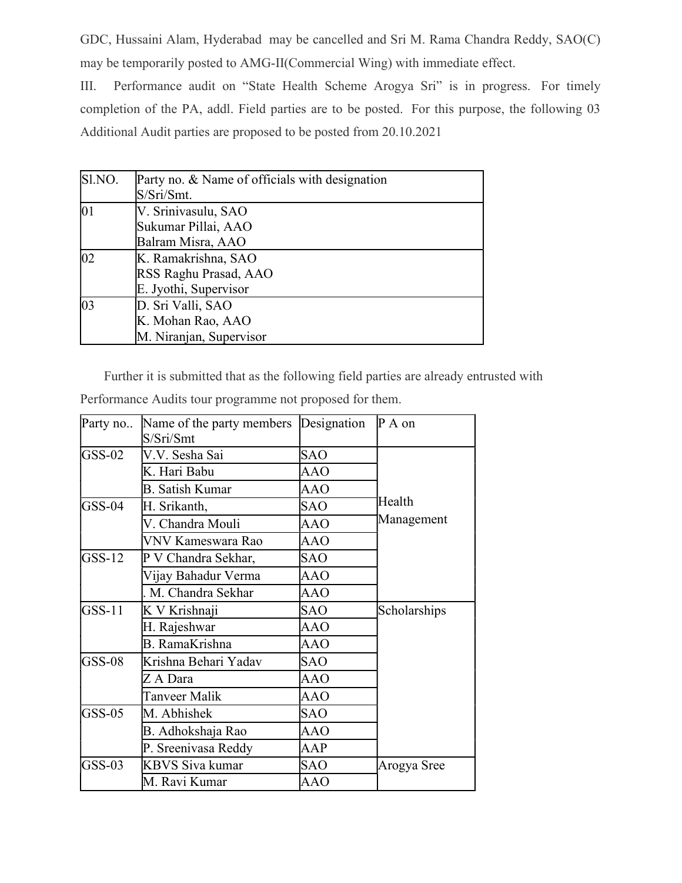GDC, Hussaini Alam, Hyderabad may be cancelled and Sri M. Rama Chandra Reddy, SAO(C) may be temporarily posted to AMG-II(Commercial Wing) with immediate effect.

III. Performance audit on "State Health Scheme Arogya Sri" is in progress. For timely completion of the PA, addl. Field parties are to be posted. For this purpose, the following 03 Additional Audit parties are proposed to be posted from 20.10.2021

| Sl.NO. | Party no. & Name of officials with designation S/Sri/Smt. |
|---|---|
| 01 | V. Srinivasulu, SAO<br>Sukumar Pillai, AAO<br>Balram Misra, AAO |
| 02 | K. Ramakrishna, SAO<br>RSS Raghu Prasad, AAO<br>E. Jyothi, Supervisor |
| 03 | D. Sri Valli, SAO<br>K. Mohan Rao, AAO<br>M. Niranjan, Supervisor |

Further it is submitted that as the following field parties are already entrusted with Performance Audits tour programme not proposed for them.

| Party no.. | Name of the party members S/Sri/Smt | Designation | P A on |
|---|---|---|---|
| GSS-02 | V.V. Sesha Sai | SAO | Health Management |
| | K. Hari Babu | AAO | |
| | B. Satish Kumar | AAO | |
| GSS-04 | H. Srikanth, | SAO | |
| | V. Chandra Mouli | AAO | |
| | VNV Kameswara Rao | AAO | |
| GSS-12 | P V Chandra Sekhar, | SAO | |
| | Vijay Bahadur Verma | AAO | |
| | . M. Chandra Sekhar | AAO | |
| GSS-11 | K V Krishnaji | SAO | Scholarships |
| | H. Rajeshwar | AAO | |
| | B. RamaKrishna | AAO | |
| GSS-08 | Krishna Behari Yadav | SAO | |
| | Z A Dara | AAO | |
| | Tanveer Malik | AAO | |
| GSS-05 | M. Abhishek | SAO | |
| | B. Adhokshaja Rao | AAO | |
| | P. Sreenivasa Reddy | AAP | |
| GSS-03 | KBVS Siva kumar | SAO | Arogya Sree |
| | M. Ravi Kumar | AAO | |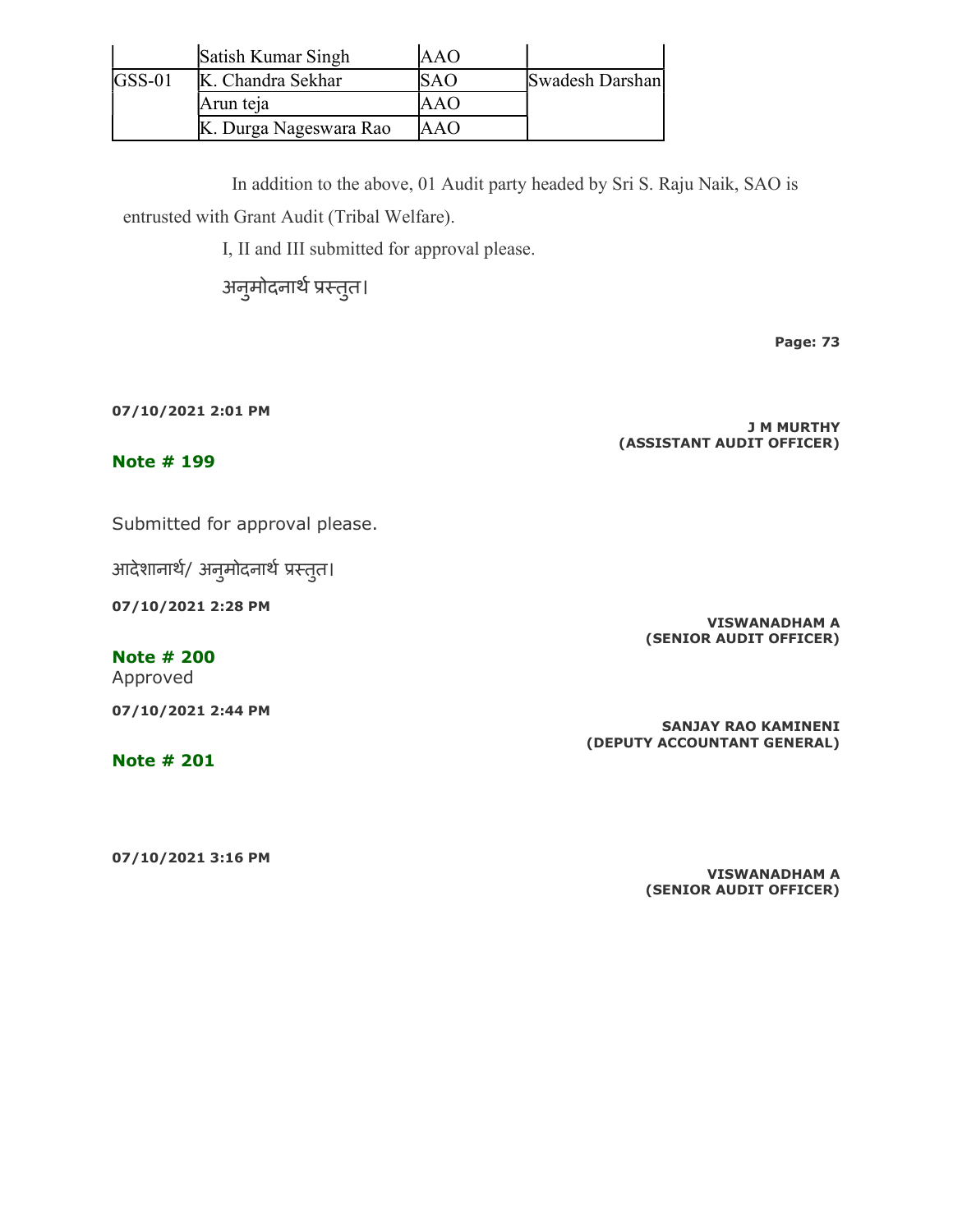| | | | |
|---|---|---|---|
| | Satish Kumar Singh | AAO | |
| GSS-01 | K. Chandra Sekhar | SAO | Swadesh Darshan |
| | Arun teja | AAO | |
| | K. Durga Nageswara Rao | AAO | |

In addition to the above, 01 Audit party headed by Sri S. Raju Naik, SAO is entrusted with Grant Audit (Tribal Welfare).

I, II and III submitted for approval please.

अनुमोदनार्थ प्रस्तुत।

**Page: 73**

**07/10/2021 2:01 PM**

**J M MURTHY**
**(ASSISTANT AUDIT OFFICER)**

**Note # 199**

Submitted for approval please.

आदेशानार्थ/ अनुमोदनार्थ प्रस्तुत।

**07/10/2021 2:28 PM**

**VISWANADHAM A**
**(SENIOR AUDIT OFFICER)**

**Note # 200**

Approved

**07/10/2021 2:44 PM**

**SANJAY RAO KAMINENI**
**(DEPUTY ACCOUNTANT GENERAL)**

**Note # 201**

**07/10/2021 3:16 PM**

**VISWANADHAM A**
**(SENIOR AUDIT OFFICER)**